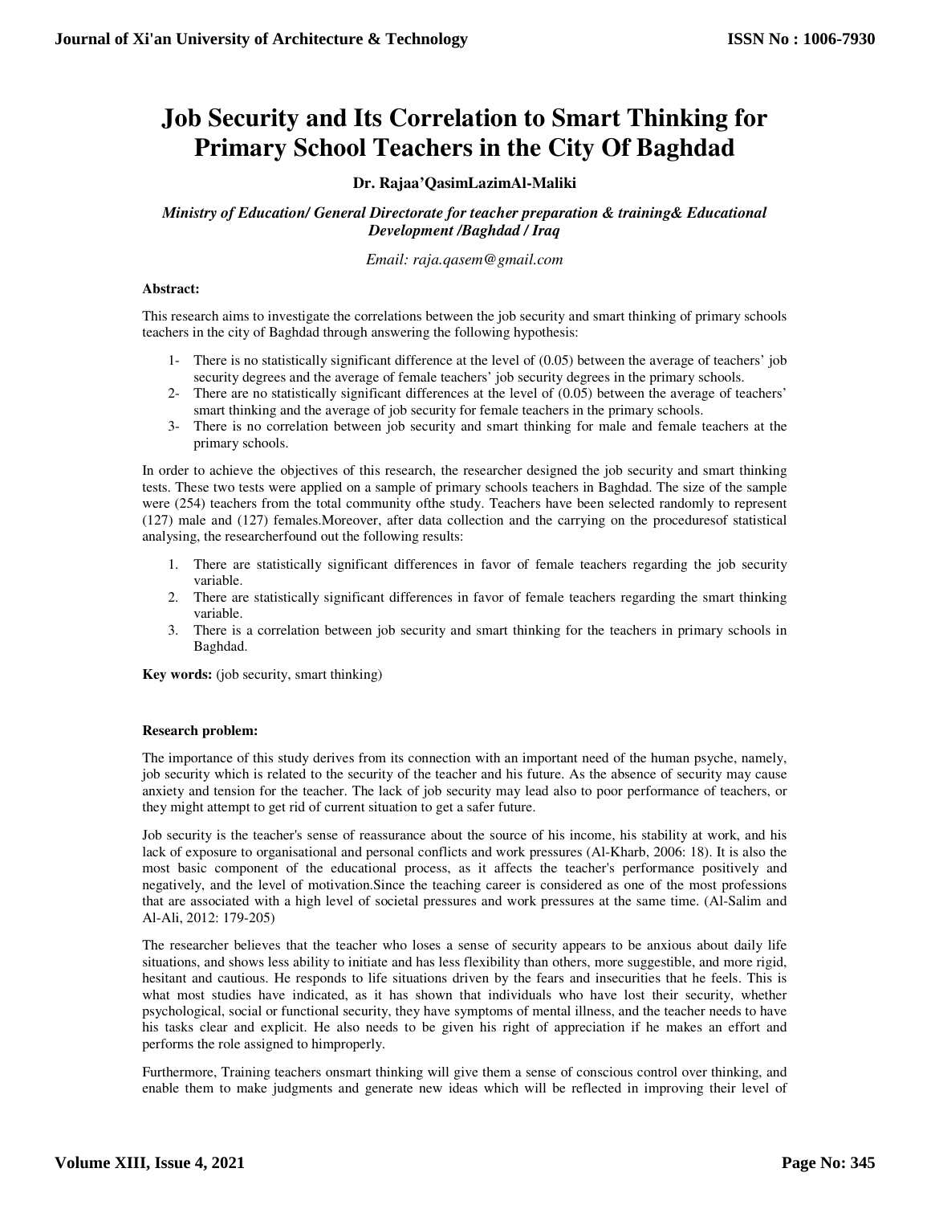# Job Security and Its Correlation to Smart Thinking for Primary School Teachers in the City Of Baghdad

**Dr. Rajaa'QasimLazimAl-Maliki**

*Ministry of Education/ General Directorate for teacher preparation & training& Educational Development /Baghdad / Iraq*

*Email: raja.qasem@gmail.com*

**Abstract:**

This research aims to investigate the correlations between the job security and smart thinking of primary schools teachers in the city of Baghdad through answering the following hypothesis:

1- There is no statistically significant difference at the level of (0.05) between the average of teachers' job security degrees and the average of female teachers' job security degrees in the primary schools.
2- There are no statistically significant differences at the level of (0.05) between the average of teachers' smart thinking and the average of job security for female teachers in the primary schools.
3- There is no correlation between job security and smart thinking for male and female teachers at the primary schools.

In order to achieve the objectives of this research, the researcher designed the job security and smart thinking tests. These two tests were applied on a sample of primary schools teachers in Baghdad. The size of the sample were (254) teachers from the total community ofthe study. Teachers have been selected randomly to represent (127) male and (127) females.Moreover, after data collection and the carrying on the proceduresof statistical analysing, the researcherfound out the following results:

1. There are statistically significant differences in favor of female teachers regarding the job security variable.
2. There are statistically significant differences in favor of female teachers regarding the smart thinking variable.
3. There is a correlation between job security and smart thinking for the teachers in primary schools in Baghdad.

**Key words:** (job security, smart thinking)

**Research problem:**

The importance of this study derives from its connection with an important need of the human psyche, namely, job security which is related to the security of the teacher and his future. As the absence of security may cause anxiety and tension for the teacher. The lack of job security may lead also to poor performance of teachers, or they might attempt to get rid of current situation to get a safer future.

Job security is the teacher's sense of reassurance about the source of his income, his stability at work, and his lack of exposure to organisational and personal conflicts and work pressures (Al-Kharb, 2006: 18). It is also the most basic component of the educational process, as it affects the teacher's performance positively and negatively, and the level of motivation.Since the teaching career is considered as one of the most professions that are associated with a high level of societal pressures and work pressures at the same time. (Al-Salim and Al-Ali, 2012: 179-205)

The researcher believes that the teacher who loses a sense of security appears to be anxious about daily life situations, and shows less ability to initiate and has less flexibility than others, more suggestible, and more rigid, hesitant and cautious. He responds to life situations driven by the fears and insecurities that he feels. This is what most studies have indicated, as it has shown that individuals who have lost their security, whether psychological, social or functional security, they have symptoms of mental illness, and the teacher needs to have his tasks clear and explicit. He also needs to be given his right of appreciation if he makes an effort and performs the role assigned to himproperly.

Furthermore, Training teachers onsmart thinking will give them a sense of conscious control over thinking, and enable them to make judgments and generate new ideas which will be reflected in improving their level of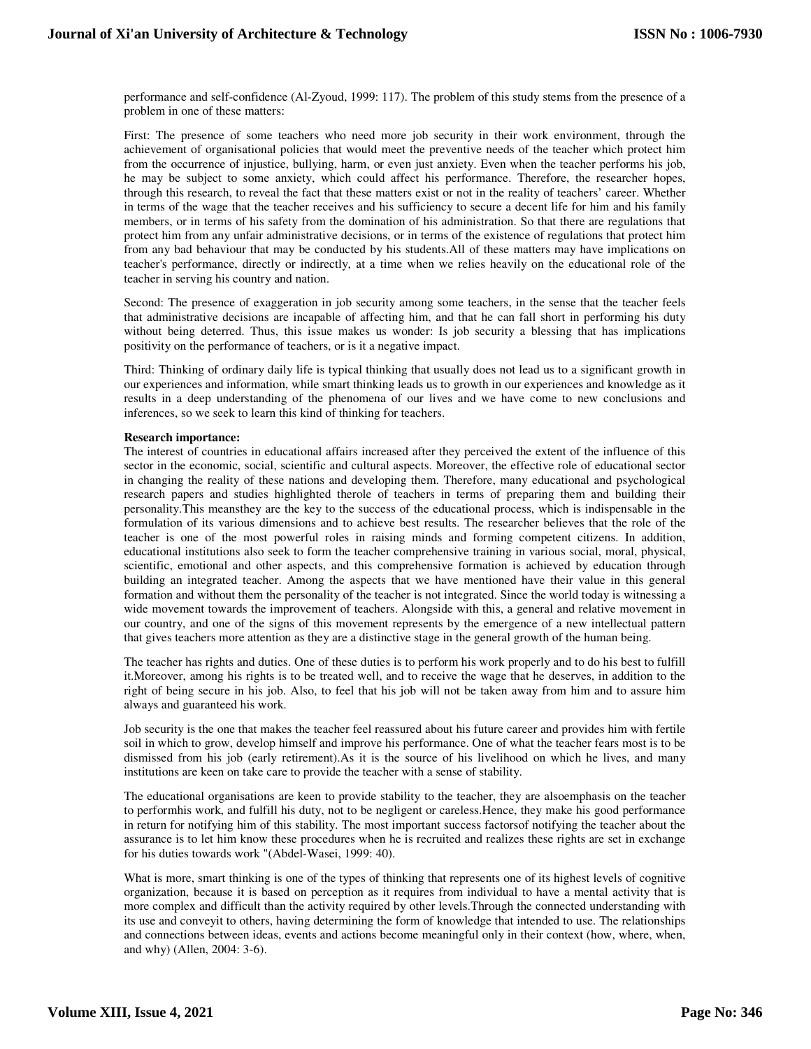performance and self-confidence (Al-Zyoud, 1999: 117). The problem of this study stems from the presence of a problem in one of these matters:

First: The presence of some teachers who need more job security in their work environment, through the achievement of organisational policies that would meet the preventive needs of the teacher which protect him from the occurrence of injustice, bullying, harm, or even just anxiety. Even when the teacher performs his job, he may be subject to some anxiety, which could affect his performance. Therefore, the researcher hopes, through this research, to reveal the fact that these matters exist or not in the reality of teachers' career. Whether in terms of the wage that the teacher receives and his sufficiency to secure a decent life for him and his family members, or in terms of his safety from the domination of his administration. So that there are regulations that protect him from any unfair administrative decisions, or in terms of the existence of regulations that protect him from any bad behaviour that may be conducted by his students.All of these matters may have implications on teacher's performance, directly or indirectly, at a time when we relies heavily on the educational role of the teacher in serving his country and nation.

Second: The presence of exaggeration in job security among some teachers, in the sense that the teacher feels that administrative decisions are incapable of affecting him, and that he can fall short in performing his duty without being deterred. Thus, this issue makes us wonder: Is job security a blessing that has implications positivity on the performance of teachers, or is it a negative impact.

Third: Thinking of ordinary daily life is typical thinking that usually does not lead us to a significant growth in our experiences and information, while smart thinking leads us to growth in our experiences and knowledge as it results in a deep understanding of the phenomena of our lives and we have come to new conclusions and inferences, so we seek to learn this kind of thinking for teachers.

**Research importance:**

The interest of countries in educational affairs increased after they perceived the extent of the influence of this sector in the economic, social, scientific and cultural aspects. Moreover, the effective role of educational sector in changing the reality of these nations and developing them. Therefore, many educational and psychological research papers and studies highlighted therole of teachers in terms of preparing them and building their personality.This meansthey are the key to the success of the educational process, which is indispensable in the formulation of its various dimensions and to achieve best results. The researcher believes that the role of the teacher is one of the most powerful roles in raising minds and forming competent citizens. In addition, educational institutions also seek to form the teacher comprehensive training in various social, moral, physical, scientific, emotional and other aspects, and this comprehensive formation is achieved by education through building an integrated teacher. Among the aspects that we have mentioned have their value in this general formation and without them the personality of the teacher is not integrated. Since the world today is witnessing a wide movement towards the improvement of teachers. Alongside with this, a general and relative movement in our country, and one of the signs of this movement represents by the emergence of a new intellectual pattern that gives teachers more attention as they are a distinctive stage in the general growth of the human being.

The teacher has rights and duties. One of these duties is to perform his work properly and to do his best to fulfill it.Moreover, among his rights is to be treated well, and to receive the wage that he deserves, in addition to the right of being secure in his job. Also, to feel that his job will not be taken away from him and to assure him always and guaranteed his work.

Job security is the one that makes the teacher feel reassured about his future career and provides him with fertile soil in which to grow, develop himself and improve his performance. One of what the teacher fears most is to be dismissed from his job (early retirement).As it is the source of his livelihood on which he lives, and many institutions are keen on take care to provide the teacher with a sense of stability.

The educational organisations are keen to provide stability to the teacher, they are alsoemphasis on the teacher to performhis work, and fulfill his duty, not to be negligent or careless.Hence, they make his good performance in return for notifying him of this stability. The most important success factorsof notifying the teacher about the assurance is to let him know these procedures when he is recruited and realizes these rights are set in exchange for his duties towards work "(Abdel-Wasei, 1999: 40).

What is more, smart thinking is one of the types of thinking that represents one of its highest levels of cognitive organization, because it is based on perception as it requires from individual to have a mental activity that is more complex and difficult than the activity required by other levels.Through the connected understanding with its use and conveyit to others, having determining the form of knowledge that intended to use. The relationships and connections between ideas, events and actions become meaningful only in their context (how, where, when, and why) (Allen, 2004: 3-6).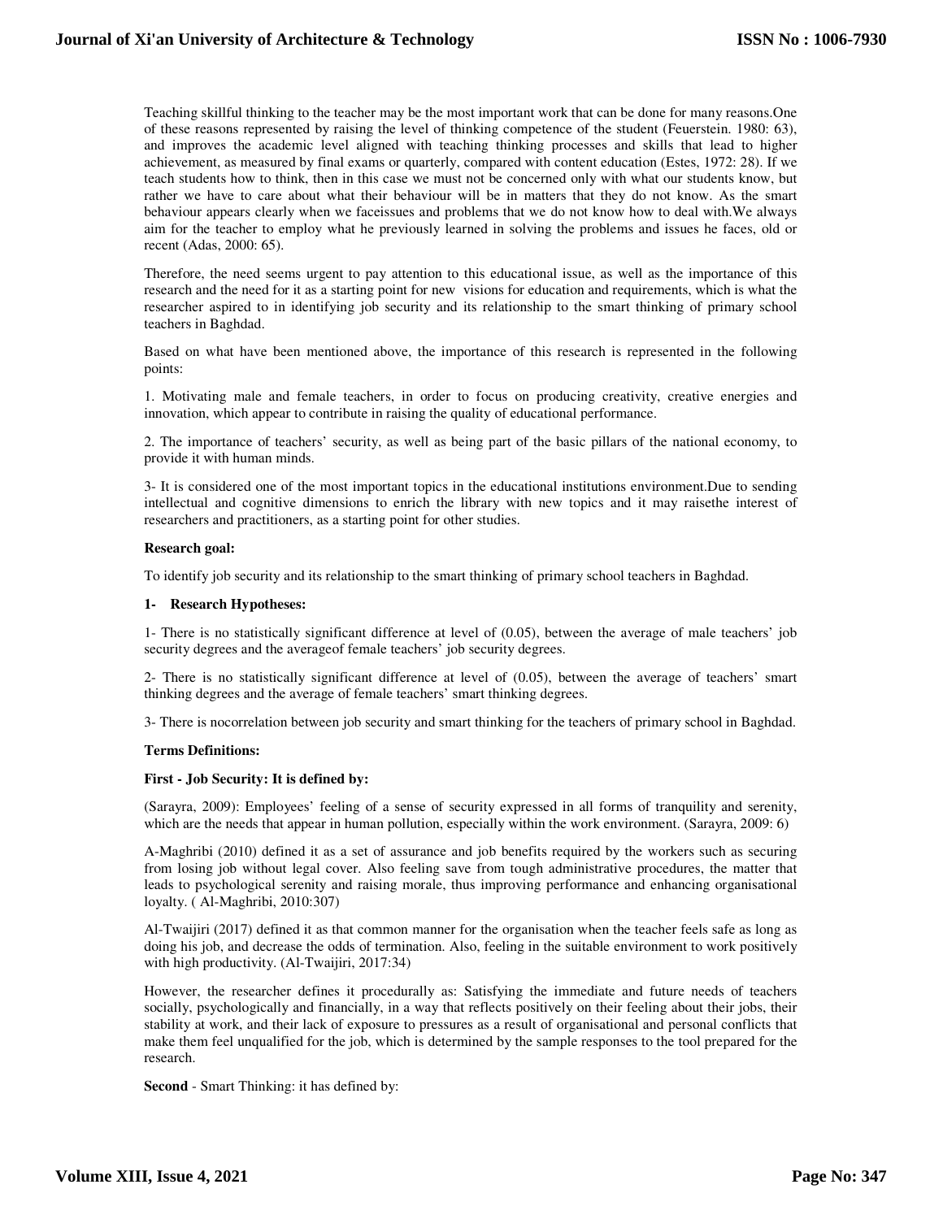Teaching skillful thinking to the teacher may be the most important work that can be done for many reasons.One of these reasons represented by raising the level of thinking competence of the student (Feuerstein. 1980: 63), and improves the academic level aligned with teaching thinking processes and skills that lead to higher achievement, as measured by final exams or quarterly, compared with content education (Estes, 1972: 28). If we teach students how to think, then in this case we must not be concerned only with what our students know, but rather we have to care about what their behaviour will be in matters that they do not know. As the smart behaviour appears clearly when we faceissues and problems that we do not know how to deal with.We always aim for the teacher to employ what he previously learned in solving the problems and issues he faces, old or recent (Adas, 2000: 65).

Therefore, the need seems urgent to pay attention to this educational issue, as well as the importance of this research and the need for it as a starting point for new visions for education and requirements, which is what the researcher aspired to in identifying job security and its relationship to the smart thinking of primary school teachers in Baghdad.

Based on what have been mentioned above, the importance of this research is represented in the following points:

1. Motivating male and female teachers, in order to focus on producing creativity, creative energies and innovation, which appear to contribute in raising the quality of educational performance.

2. The importance of teachers' security, as well as being part of the basic pillars of the national economy, to provide it with human minds.

3- It is considered one of the most important topics in the educational institutions environment.Due to sending intellectual and cognitive dimensions to enrich the library with new topics and it may raisethe interest of researchers and practitioners, as a starting point for other studies.

**Research goal:**

To identify job security and its relationship to the smart thinking of primary school teachers in Baghdad.

**1- Research Hypotheses:**

1- There is no statistically significant difference at level of (0.05), between the average of male teachers' job security degrees and the averageof female teachers' job security degrees.

2- There is no statistically significant difference at level of (0.05), between the average of teachers' smart thinking degrees and the average of female teachers' smart thinking degrees.

3- There is nocorrelation between job security and smart thinking for the teachers of primary school in Baghdad.

**Terms Definitions:**

**First - Job Security: It is defined by:**

(Sarayra, 2009): Employees' feeling of a sense of security expressed in all forms of tranquility and serenity, which are the needs that appear in human pollution, especially within the work environment. (Sarayra, 2009: 6)

A-Maghribi (2010) defined it as a set of assurance and job benefits required by the workers such as securing from losing job without legal cover. Also feeling save from tough administrative procedures, the matter that leads to psychological serenity and raising morale, thus improving performance and enhancing organisational loyalty. ( Al-Maghribi, 2010:307)

Al-Twaijiri (2017) defined it as that common manner for the organisation when the teacher feels safe as long as doing his job, and decrease the odds of termination. Also, feeling in the suitable environment to work positively with high productivity. (Al-Twaijiri, 2017:34)

However, the researcher defines it procedurally as: Satisfying the immediate and future needs of teachers socially, psychologically and financially, in a way that reflects positively on their feeling about their jobs, their stability at work, and their lack of exposure to pressures as a result of organisational and personal conflicts that make them feel unqualified for the job, which is determined by the sample responses to the tool prepared for the research.

**Second** - Smart Thinking: it has defined by: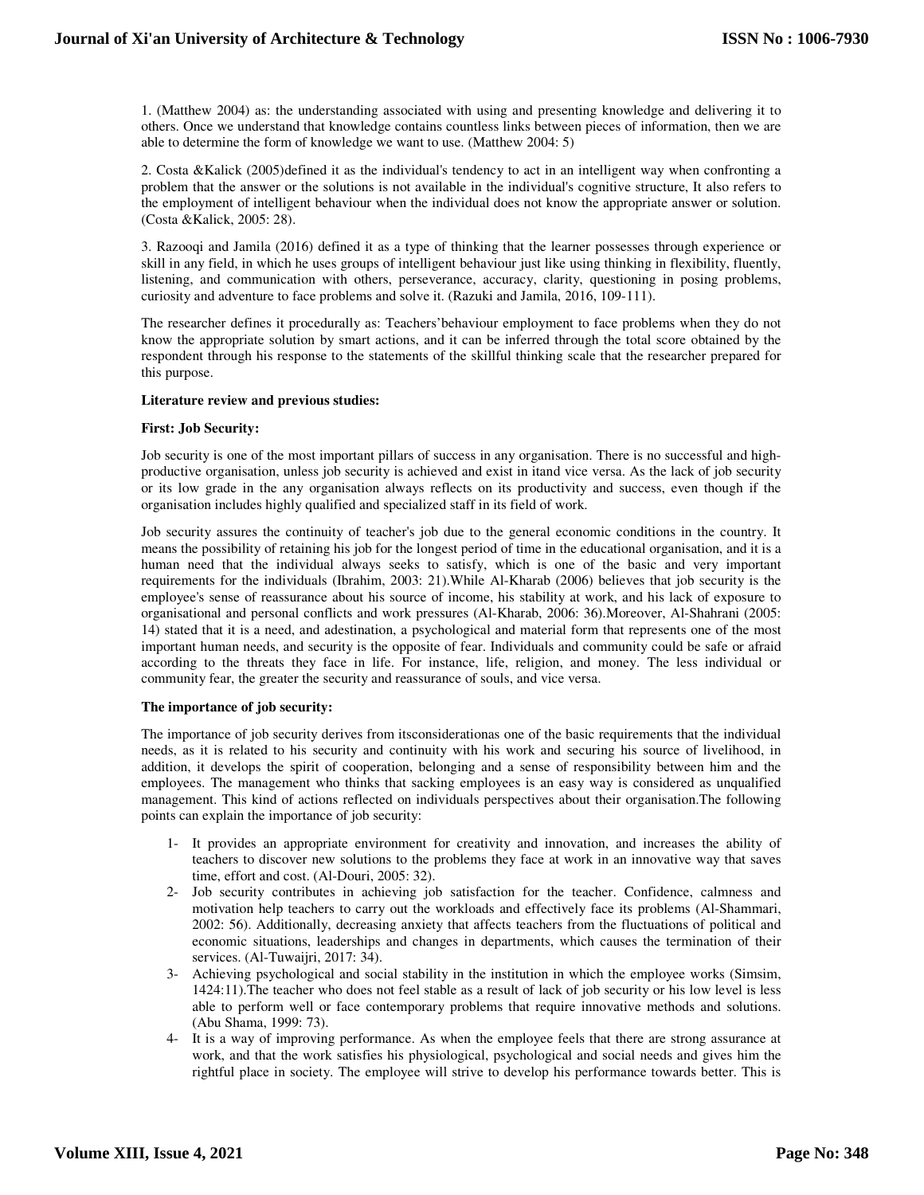1. (Matthew 2004) as: the understanding associated with using and presenting knowledge and delivering it to others. Once we understand that knowledge contains countless links between pieces of information, then we are able to determine the form of knowledge we want to use. (Matthew 2004: 5)

2. Costa &Kalick (2005)defined it as the individual's tendency to act in an intelligent way when confronting a problem that the answer or the solutions is not available in the individual's cognitive structure, It also refers to the employment of intelligent behaviour when the individual does not know the appropriate answer or solution. (Costa &Kalick, 2005: 28).

3. Razooqi and Jamila (2016) defined it as a type of thinking that the learner possesses through experience or skill in any field, in which he uses groups of intelligent behaviour just like using thinking in flexibility, fluently, listening, and communication with others, perseverance, accuracy, clarity, questioning in posing problems, curiosity and adventure to face problems and solve it. (Razuki and Jamila, 2016, 109-111).

The researcher defines it procedurally as: Teachers'behaviour employment to face problems when they do not know the appropriate solution by smart actions, and it can be inferred through the total score obtained by the respondent through his response to the statements of the skillful thinking scale that the researcher prepared for this purpose.

**Literature review and previous studies:**

**First: Job Security:**

Job security is one of the most important pillars of success in any organisation. There is no successful and high-productive organisation, unless job security is achieved and exist in itand vice versa. As the lack of job security or its low grade in the any organisation always reflects on its productivity and success, even though if the organisation includes highly qualified and specialized staff in its field of work.

Job security assures the continuity of teacher's job due to the general economic conditions in the country. It means the possibility of retaining his job for the longest period of time in the educational organisation, and it is a human need that the individual always seeks to satisfy, which is one of the basic and very important requirements for the individuals (Ibrahim, 2003: 21).While Al-Kharab (2006) believes that job security is the employee's sense of reassurance about his source of income, his stability at work, and his lack of exposure to organisational and personal conflicts and work pressures (Al-Kharab, 2006: 36).Moreover, Al-Shahrani (2005: 14) stated that it is a need, and adestination, a psychological and material form that represents one of the most important human needs, and security is the opposite of fear. Individuals and community could be safe or afraid according to the threats they face in life. For instance, life, religion, and money. The less individual or community fear, the greater the security and reassurance of souls, and vice versa.

**The importance of job security:**

The importance of job security derives from itsconsiderationas one of the basic requirements that the individual needs, as it is related to his security and continuity with his work and securing his source of livelihood, in addition, it develops the spirit of cooperation, belonging and a sense of responsibility between him and the employees. The management who thinks that sacking employees is an easy way is considered as unqualified management. This kind of actions reflected on individuals perspectives about their organisation.The following points can explain the importance of job security:

1- It provides an appropriate environment for creativity and innovation, and increases the ability of teachers to discover new solutions to the problems they face at work in an innovative way that saves time, effort and cost. (Al-Douri, 2005: 32).
2- Job security contributes in achieving job satisfaction for the teacher. Confidence, calmness and motivation help teachers to carry out the workloads and effectively face its problems (Al-Shammari, 2002: 56). Additionally, decreasing anxiety that affects teachers from the fluctuations of political and economic situations, leaderships and changes in departments, which causes the termination of their services. (Al-Tuwaijri, 2017: 34).
3- Achieving psychological and social stability in the institution in which the employee works (Simsim, 1424:11).The teacher who does not feel stable as a result of lack of job security or his low level is less able to perform well or face contemporary problems that require innovative methods and solutions. (Abu Shama, 1999: 73).
4- It is a way of improving performance. As when the employee feels that there are strong assurance at work, and that the work satisfies his physiological, psychological and social needs and gives him the rightful place in society. The employee will strive to develop his performance towards better. This is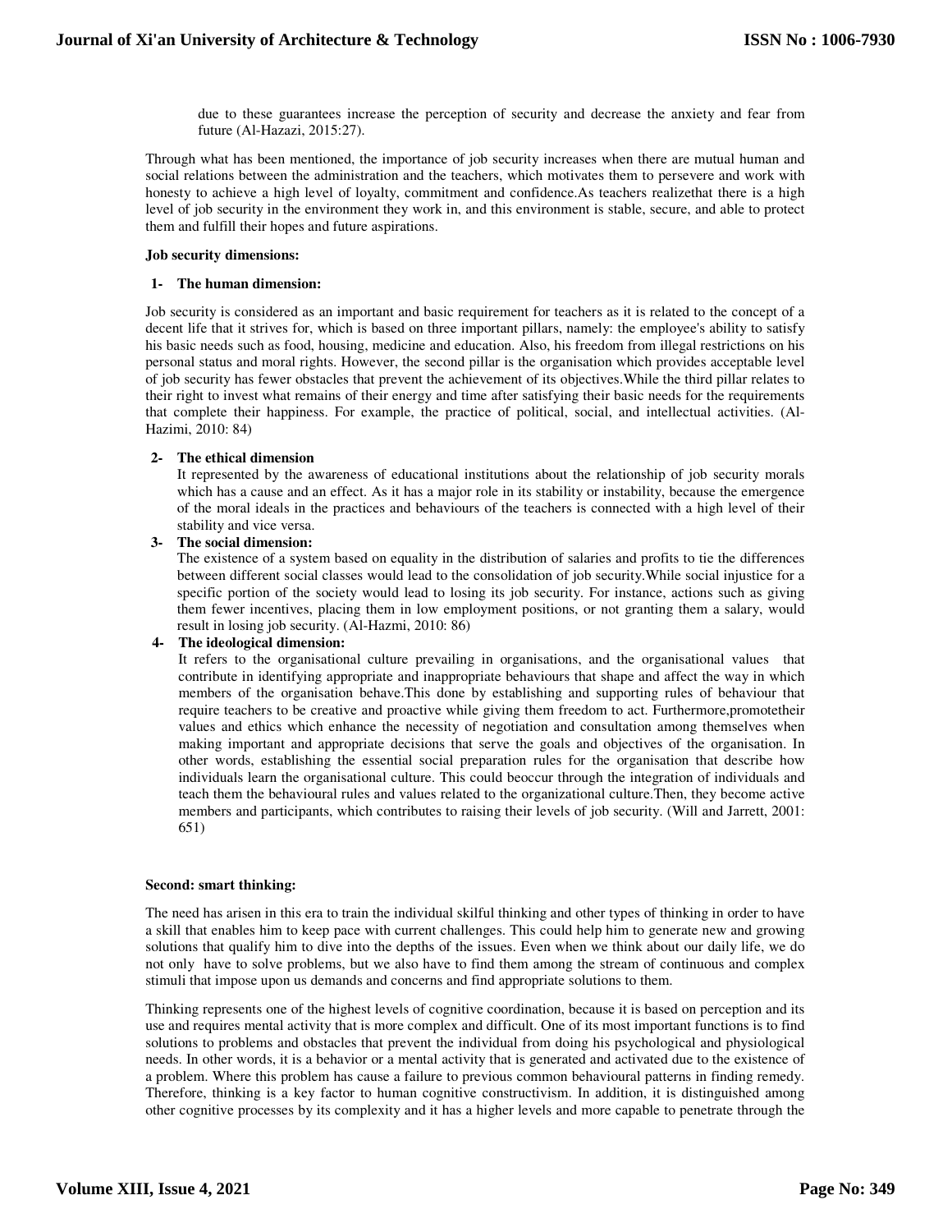due to these guarantees increase the perception of security and decrease the anxiety and fear from future (Al-Hazazi, 2015:27).

Through what has been mentioned, the importance of job security increases when there are mutual human and social relations between the administration and the teachers, which motivates them to persevere and work with honesty to achieve a high level of loyalty, commitment and confidence.As teachers realizethat there is a high level of job security in the environment they work in, and this environment is stable, secure, and able to protect them and fulfill their hopes and future aspirations.

**Job security dimensions:**

**1- The human dimension:**

Job security is considered as an important and basic requirement for teachers as it is related to the concept of a decent life that it strives for, which is based on three important pillars, namely: the employee's ability to satisfy his basic needs such as food, housing, medicine and education. Also, his freedom from illegal restrictions on his personal status and moral rights. However, the second pillar is the organisation which provides acceptable level of job security has fewer obstacles that prevent the achievement of its objectives.While the third pillar relates to their right to invest what remains of their energy and time after satisfying their basic needs for the requirements that complete their happiness. For example, the practice of political, social, and intellectual activities. (Al-Hazimi, 2010: 84)

**2- The ethical dimension**

It represented by the awareness of educational institutions about the relationship of job security morals which has a cause and an effect. As it has a major role in its stability or instability, because the emergence of the moral ideals in the practices and behaviours of the teachers is connected with a high level of their stability and vice versa.

**3- The social dimension:**

The existence of a system based on equality in the distribution of salaries and profits to tie the differences between different social classes would lead to the consolidation of job security.While social injustice for a specific portion of the society would lead to losing its job security. For instance, actions such as giving them fewer incentives, placing them in low employment positions, or not granting them a salary, would result in losing job security. (Al-Hazmi, 2010: 86)

**4- The ideological dimension:**

It refers to the organisational culture prevailing in organisations, and the organisational values that contribute in identifying appropriate and inappropriate behaviours that shape and affect the way in which members of the organisation behave.This done by establishing and supporting rules of behaviour that require teachers to be creative and proactive while giving them freedom to act. Furthermore,promotetheir values and ethics which enhance the necessity of negotiation and consultation among themselves when making important and appropriate decisions that serve the goals and objectives of the organisation. In other words, establishing the essential social preparation rules for the organisation that describe how individuals learn the organisational culture. This could beoccur through the integration of individuals and teach them the behavioural rules and values related to the organizational culture.Then, they become active members and participants, which contributes to raising their levels of job security. (Will and Jarrett, 2001: 651)

**Second: smart thinking:**

The need has arisen in this era to train the individual skilful thinking and other types of thinking in order to have a skill that enables him to keep pace with current challenges. This could help him to generate new and growing solutions that qualify him to dive into the depths of the issues. Even when we think about our daily life, we do not only have to solve problems, but we also have to find them among the stream of continuous and complex stimuli that impose upon us demands and concerns and find appropriate solutions to them.

Thinking represents one of the highest levels of cognitive coordination, because it is based on perception and its use and requires mental activity that is more complex and difficult. One of its most important functions is to find solutions to problems and obstacles that prevent the individual from doing his psychological and physiological needs. In other words, it is a behavior or a mental activity that is generated and activated due to the existence of a problem. Where this problem has cause a failure to previous common behavioural patterns in finding remedy. Therefore, thinking is a key factor to human cognitive constructivism. In addition, it is distinguished among other cognitive processes by its complexity and it has a higher levels and more capable to penetrate through the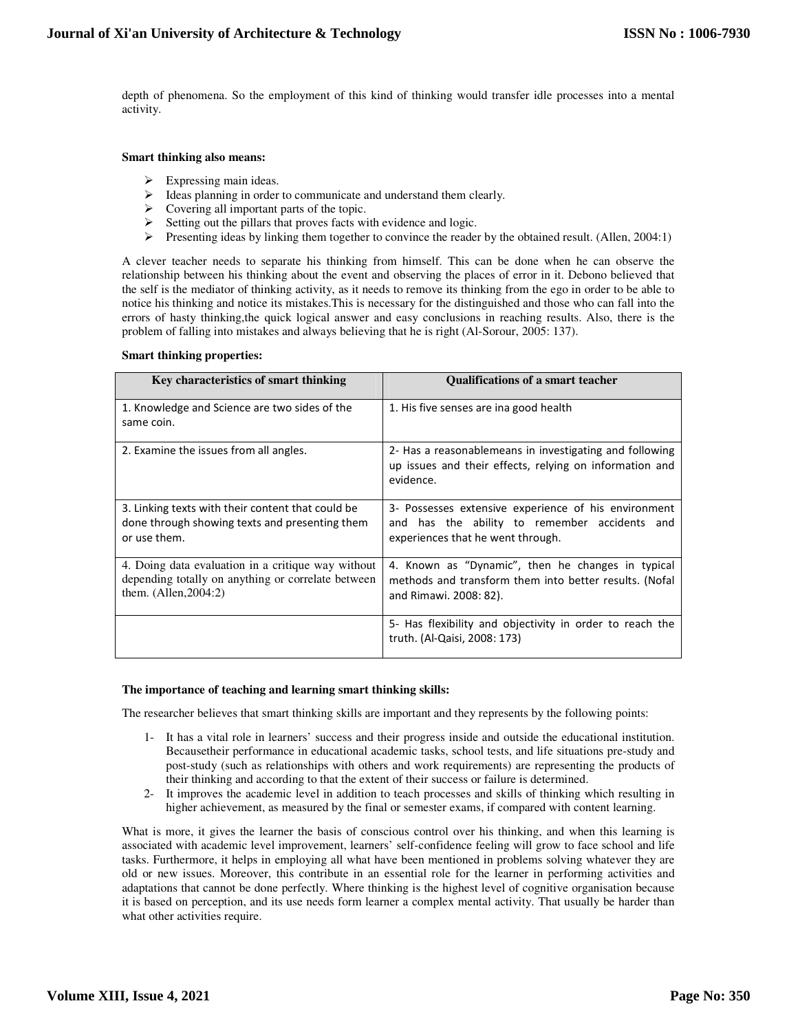depth of phenomena. So the employment of this kind of thinking would transfer idle processes into a mental activity.

**Smart thinking also means:**

- Expressing main ideas.
- Ideas planning in order to communicate and understand them clearly.
- Covering all important parts of the topic.
- Setting out the pillars that proves facts with evidence and logic.
- Presenting ideas by linking them together to convince the reader by the obtained result. (Allen, 2004:1)

A clever teacher needs to separate his thinking from himself. This can be done when he can observe the relationship between his thinking about the event and observing the places of error in it. Debono believed that the self is the mediator of thinking activity, as it needs to remove its thinking from the ego in order to be able to notice his thinking and notice its mistakes.This is necessary for the distinguished and those who can fall into the errors of hasty thinking,the quick logical answer and easy conclusions in reaching results. Also, there is the problem of falling into mistakes and always believing that he is right (Al-Sorour, 2005: 137).

**Smart thinking properties:**

| Key characteristics of smart thinking | Qualifications of a smart teacher |
|---|---|
| 1. Knowledge and Science are two sides of the same coin. | 1. His five senses are ina good health |
| 2. Examine the issues from all angles. | 2- Has a reasonablemeans in investigating and following up issues and their effects, relying on information and evidence. |
| 3. Linking texts with their content that could be done through showing texts and presenting them or use them. | 3- Possesses extensive experience of his environment and has the ability to remember accidents and experiences that he went through. |
| 4. Doing data evaluation in a critique way without depending totally on anything or correlate between them. (Allen,2004:2) | 4. Known as "Dynamic", then he changes in typical methods and transform them into better results. (Nofal and Rimawi. 2008: 82). |
| | 5- Has flexibility and objectivity in order to reach the truth. (Al-Qaisi, 2008: 173) |

**The importance of teaching and learning smart thinking skills:**

The researcher believes that smart thinking skills are important and they represents by the following points:

1- It has a vital role in learners' success and their progress inside and outside the educational institution. Becausetheir performance in educational academic tasks, school tests, and life situations pre-study and post-study (such as relationships with others and work requirements) are representing the products of their thinking and according to that the extent of their success or failure is determined.

2- It improves the academic level in addition to teach processes and skills of thinking which resulting in higher achievement, as measured by the final or semester exams, if compared with content learning.

What is more, it gives the learner the basis of conscious control over his thinking, and when this learning is associated with academic level improvement, learners' self-confidence feeling will grow to face school and life tasks. Furthermore, it helps in employing all what have been mentioned in problems solving whatever they are old or new issues. Moreover, this contribute in an essential role for the learner in performing activities and adaptations that cannot be done perfectly. Where thinking is the highest level of cognitive organisation because it is based on perception, and its use needs form learner a complex mental activity. That usually be harder than what other activities require.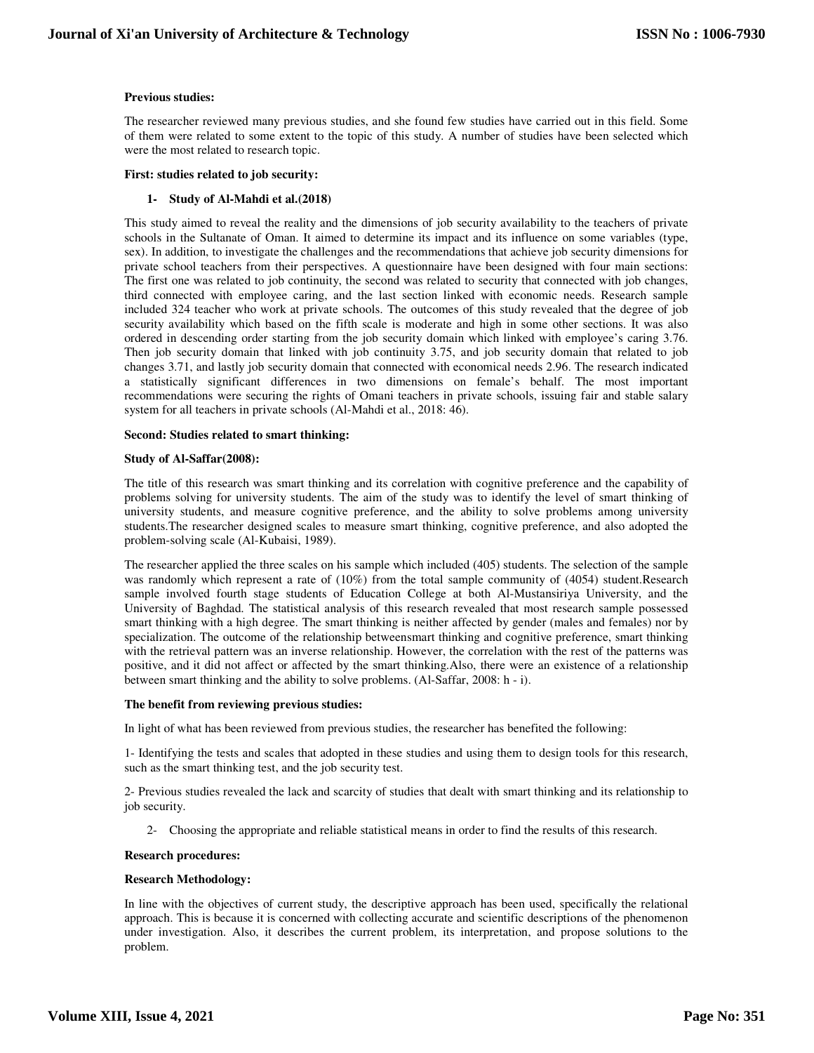**Previous studies:**

The researcher reviewed many previous studies, and she found few studies have carried out in this field. Some of them were related to some extent to the topic of this study. A number of studies have been selected which were the most related to research topic.

**First: studies related to job security:**

**1- Study of Al-Mahdi et al.(2018)**

This study aimed to reveal the reality and the dimensions of job security availability to the teachers of private schools in the Sultanate of Oman. It aimed to determine its impact and its influence on some variables (type, sex). In addition, to investigate the challenges and the recommendations that achieve job security dimensions for private school teachers from their perspectives. A questionnaire have been designed with four main sections: The first one was related to job continuity, the second was related to security that connected with job changes, third connected with employee caring, and the last section linked with economic needs. Research sample included 324 teacher who work at private schools. The outcomes of this study revealed that the degree of job security availability which based on the fifth scale is moderate and high in some other sections. It was also ordered in descending order starting from the job security domain which linked with employee's caring 3.76. Then job security domain that linked with job continuity 3.75, and job security domain that related to job changes 3.71, and lastly job security domain that connected with economical needs 2.96. The research indicated a statistically significant differences in two dimensions on female's behalf. The most important recommendations were securing the rights of Omani teachers in private schools, issuing fair and stable salary system for all teachers in private schools (Al-Mahdi et al., 2018: 46).

**Second: Studies related to smart thinking:**

**Study of Al-Saffar(2008):**

The title of this research was smart thinking and its correlation with cognitive preference and the capability of problems solving for university students. The aim of the study was to identify the level of smart thinking of university students, and measure cognitive preference, and the ability to solve problems among university students.The researcher designed scales to measure smart thinking, cognitive preference, and also adopted the problem-solving scale (Al-Kubaisi, 1989).

The researcher applied the three scales on his sample which included (405) students. The selection of the sample was randomly which represent a rate of (10%) from the total sample community of (4054) student.Research sample involved fourth stage students of Education College at both Al-Mustansiriya University, and the University of Baghdad. The statistical analysis of this research revealed that most research sample possessed smart thinking with a high degree. The smart thinking is neither affected by gender (males and females) nor by specialization. The outcome of the relationship betweensmart thinking and cognitive preference, smart thinking with the retrieval pattern was an inverse relationship. However, the correlation with the rest of the patterns was positive, and it did not affect or affected by the smart thinking.Also, there were an existence of a relationship between smart thinking and the ability to solve problems. (Al-Saffar, 2008: h - i).

**The benefit from reviewing previous studies:**

In light of what has been reviewed from previous studies, the researcher has benefited the following:

1- Identifying the tests and scales that adopted in these studies and using them to design tools for this research, such as the smart thinking test, and the job security test.

2- Previous studies revealed the lack and scarcity of studies that dealt with smart thinking and its relationship to job security.

2- Choosing the appropriate and reliable statistical means in order to find the results of this research.

**Research procedures:**

**Research Methodology:**

In line with the objectives of current study, the descriptive approach has been used, specifically the relational approach. This is because it is concerned with collecting accurate and scientific descriptions of the phenomenon under investigation. Also, it describes the current problem, its interpretation, and propose solutions to the problem.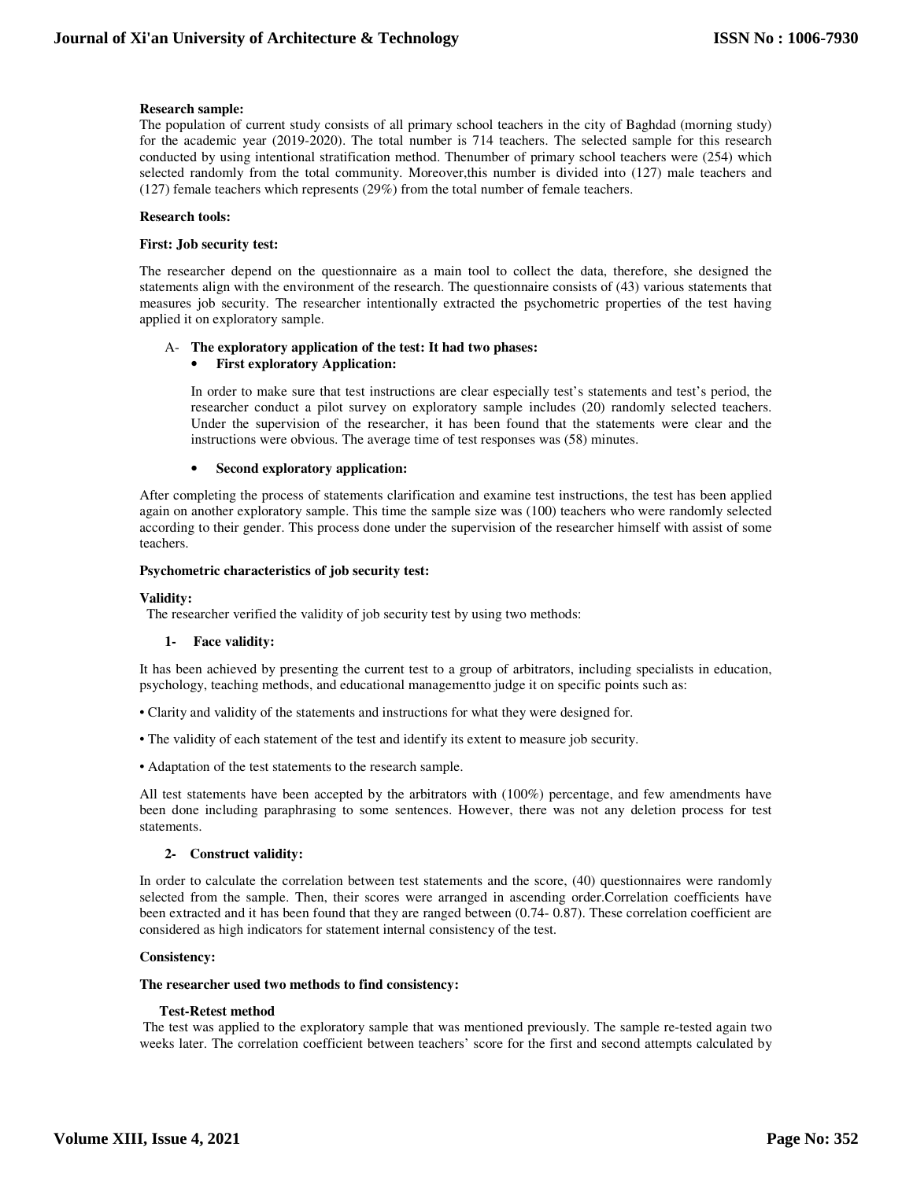**Research sample:**

The population of current study consists of all primary school teachers in the city of Baghdad (morning study) for the academic year (2019-2020). The total number is 714 teachers. The selected sample for this research conducted by using intentional stratification method. Thenumber of primary school teachers were (254) which selected randomly from the total community. Moreover,this number is divided into (127) male teachers and (127) female teachers which represents (29%) from the total number of female teachers.

**Research tools:**

**First: Job security test:**

The researcher depend on the questionnaire as a main tool to collect the data, therefore, she designed the statements align with the environment of the research. The questionnaire consists of (43) various statements that measures job security. The researcher intentionally extracted the psychometric properties of the test having applied it on exploratory sample.

A- **The exploratory application of the test: It had two phases:**

- **First exploratory Application:**

In order to make sure that test instructions are clear especially test's statements and test's period, the researcher conduct a pilot survey on exploratory sample includes (20) randomly selected teachers. Under the supervision of the researcher, it has been found that the statements were clear and the instructions were obvious. The average time of test responses was (58) minutes.

- **Second exploratory application:**

After completing the process of statements clarification and examine test instructions, the test has been applied again on another exploratory sample. This time the sample size was (100) teachers who were randomly selected according to their gender. This process done under the supervision of the researcher himself with assist of some teachers.

**Psychometric characteristics of job security test:**

**Validity:**

The researcher verified the validity of job security test by using two methods:

1- **Face validity:**

It has been achieved by presenting the current test to a group of arbitrators, including specialists in education, psychology, teaching methods, and educational managementto judge it on specific points such as:

- Clarity and validity of the statements and instructions for what they were designed for.
- The validity of each statement of the test and identify its extent to measure job security.
- Adaptation of the test statements to the research sample.

All test statements have been accepted by the arbitrators with (100%) percentage, and few amendments have been done including paraphrasing to some sentences. However, there was not any deletion process for test statements.

2- **Construct validity:**

In order to calculate the correlation between test statements and the score, (40) questionnaires were randomly selected from the sample. Then, their scores were arranged in ascending order.Correlation coefficients have been extracted and it has been found that they are ranged between (0.74- 0.87). These correlation coefficient are considered as high indicators for statement internal consistency of the test.

**Consistency:**

**The researcher used two methods to find consistency:**

**Test-Retest method**

The test was applied to the exploratory sample that was mentioned previously. The sample re-tested again two weeks later. The correlation coefficient between teachers' score for the first and second attempts calculated by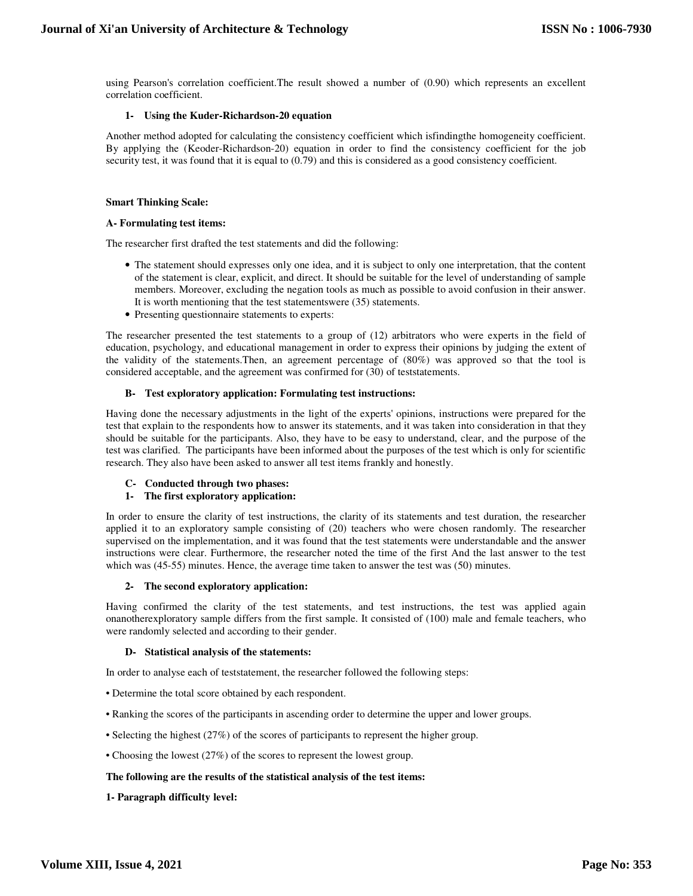using Pearson's correlation coefficient.The result showed a number of (0.90) which represents an excellent correlation coefficient.

**1- Using the Kuder-Richardson-20 equation**

Another method adopted for calculating the consistency coefficient which isfindingthe homogeneity coefficient. By applying the (Keoder-Richardson-20) equation in order to find the consistency coefficient for the job security test, it was found that it is equal to (0.79) and this is considered as a good consistency coefficient.

**Smart Thinking Scale:**

**A- Formulating test items:**

The researcher first drafted the test statements and did the following:

- The statement should expresses only one idea, and it is subject to only one interpretation, that the content of the statement is clear, explicit, and direct. It should be suitable for the level of understanding of sample members. Moreover, excluding the negation tools as much as possible to avoid confusion in their answer. It is worth mentioning that the test statementswere (35) statements.
- Presenting questionnaire statements to experts:

The researcher presented the test statements to a group of (12) arbitrators who were experts in the field of education, psychology, and educational management in order to express their opinions by judging the extent of the validity of the statements.Then, an agreement percentage of (80%) was approved so that the tool is considered acceptable, and the agreement was confirmed for (30) of teststatements.

**B- Test exploratory application: Formulating test instructions:**

Having done the necessary adjustments in the light of the experts' opinions, instructions were prepared for the test that explain to the respondents how to answer its statements, and it was taken into consideration in that they should be suitable for the participants. Also, they have to be easy to understand, clear, and the purpose of the test was clarified. The participants have been informed about the purposes of the test which is only for scientific research. They also have been asked to answer all test items frankly and honestly.

**C- Conducted through two phases:**

**1- The first exploratory application:**

In order to ensure the clarity of test instructions, the clarity of its statements and test duration, the researcher applied it to an exploratory sample consisting of (20) teachers who were chosen randomly. The researcher supervised on the implementation, and it was found that the test statements were understandable and the answer instructions were clear. Furthermore, the researcher noted the time of the first And the last answer to the test which was (45-55) minutes. Hence, the average time taken to answer the test was (50) minutes.

**2- The second exploratory application:**

Having confirmed the clarity of the test statements, and test instructions, the test was applied again onanotherexploratory sample differs from the first sample. It consisted of (100) male and female teachers, who were randomly selected and according to their gender.

**D- Statistical analysis of the statements:**

In order to analyse each of teststatement, the researcher followed the following steps:

- Determine the total score obtained by each respondent.
- Ranking the scores of the participants in ascending order to determine the upper and lower groups.
- Selecting the highest (27%) of the scores of participants to represent the higher group.
- Choosing the lowest (27%) of the scores to represent the lowest group.

**The following are the results of the statistical analysis of the test items:**

**1- Paragraph difficulty level:**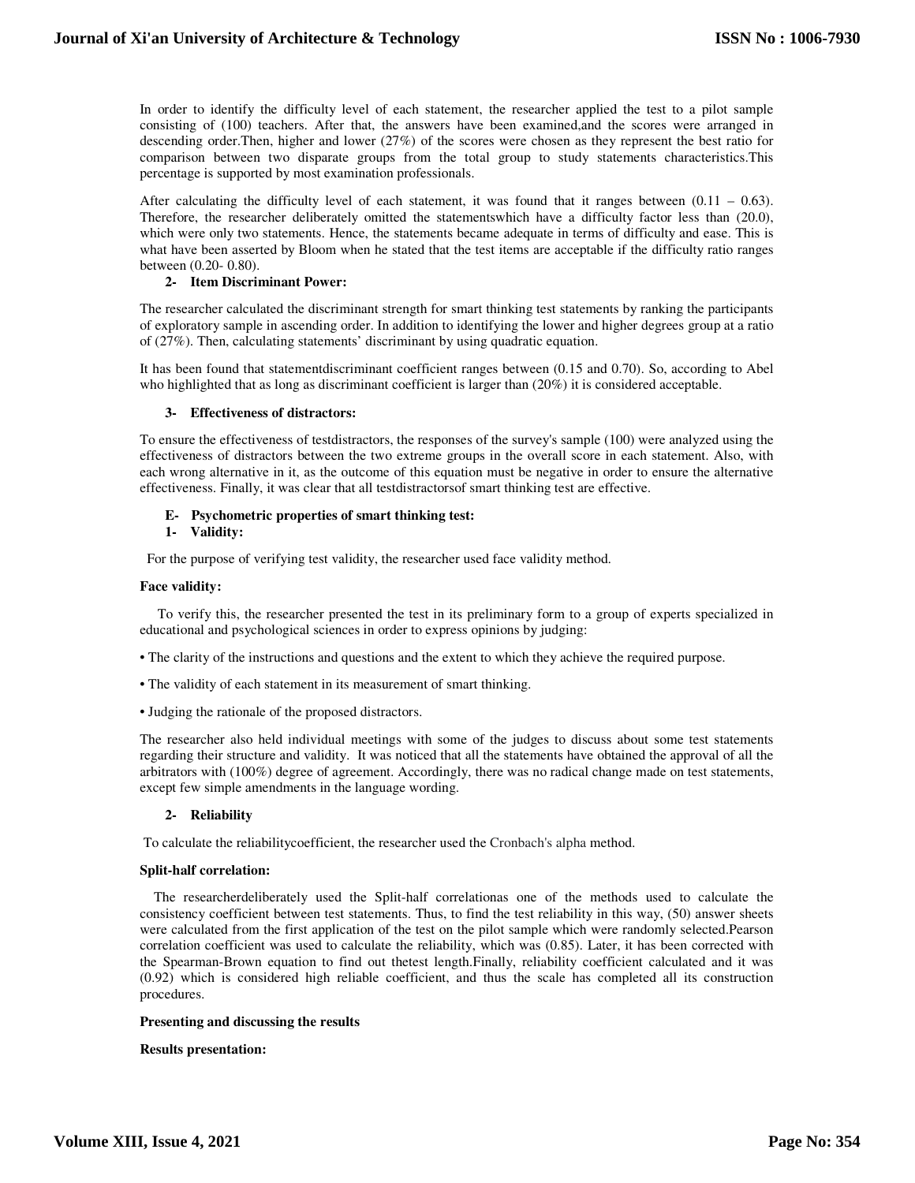In order to identify the difficulty level of each statement, the researcher applied the test to a pilot sample consisting of (100) teachers. After that, the answers have been examined,and the scores were arranged in descending order.Then, higher and lower (27%) of the scores were chosen as they represent the best ratio for comparison between two disparate groups from the total group to study statements characteristics.This percentage is supported by most examination professionals.

After calculating the difficulty level of each statement, it was found that it ranges between (0.11 – 0.63). Therefore, the researcher deliberately omitted the statementswhich have a difficulty factor less than (20.0), which were only two statements. Hence, the statements became adequate in terms of difficulty and ease. This is what have been asserted by Bloom when he stated that the test items are acceptable if the difficulty ratio ranges between (0.20- 0.80).

**2- Item Discriminant Power:**

The researcher calculated the discriminant strength for smart thinking test statements by ranking the participants of exploratory sample in ascending order. In addition to identifying the lower and higher degrees group at a ratio of (27%). Then, calculating statements' discriminant by using quadratic equation.

It has been found that statementdiscriminant coefficient ranges between (0.15 and 0.70). So, according to Abel who highlighted that as long as discriminant coefficient is larger than (20%) it is considered acceptable.

**3- Effectiveness of distractors:**

To ensure the effectiveness of testdistractors, the responses of the survey's sample (100) were analyzed using the effectiveness of distractors between the two extreme groups in the overall score in each statement. Also, with each wrong alternative in it, as the outcome of this equation must be negative in order to ensure the alternative effectiveness. Finally, it was clear that all testdistractorsof smart thinking test are effective.

**E- Psychometric properties of smart thinking test:**

**1- Validity:**

For the purpose of verifying test validity, the researcher used face validity method.

**Face validity:**

To verify this, the researcher presented the test in its preliminary form to a group of experts specialized in educational and psychological sciences in order to express opinions by judging:

- The clarity of the instructions and questions and the extent to which they achieve the required purpose.
- The validity of each statement in its measurement of smart thinking.
- Judging the rationale of the proposed distractors.

The researcher also held individual meetings with some of the judges to discuss about some test statements regarding their structure and validity. It was noticed that all the statements have obtained the approval of all the arbitrators with (100%) degree of agreement. Accordingly, there was no radical change made on test statements, except few simple amendments in the language wording.

**2- Reliability**

To calculate the reliabilitycoefficient, the researcher used the Cronbach's alpha method.

**Split-half correlation:**

The researcherdeliberately used the Split-half correlationas one of the methods used to calculate the consistency coefficient between test statements. Thus, to find the test reliability in this way, (50) answer sheets were calculated from the first application of the test on the pilot sample which were randomly selected.Pearson correlation coefficient was used to calculate the reliability, which was (0.85). Later, it has been corrected with the Spearman-Brown equation to find out thetest length.Finally, reliability coefficient calculated and it was (0.92) which is considered high reliable coefficient, and thus the scale has completed all its construction procedures.

**Presenting and discussing the results**

**Results presentation:**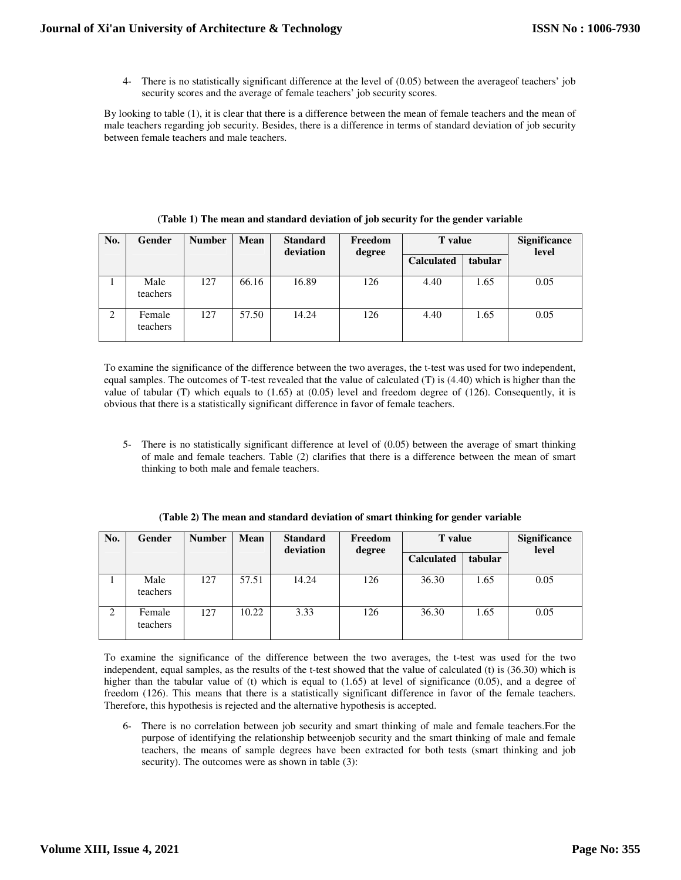4- There is no statistically significant difference at the level of (0.05) between the averageof teachers' job security scores and the average of female teachers' job security scores.

By looking to table (1), it is clear that there is a difference between the mean of female teachers and the mean of male teachers regarding job security. Besides, there is a difference in terms of standard deviation of job security between female teachers and male teachers.

**(Table 1) The mean and standard deviation of job security for the gender variable**

| No. | Gender | Number | Mean | Standard deviation | Freedom degree | T value | | Significance level |
|---|---|---|---|---|---|---|---|---|
| | | | | | | Calculated | tabular | |
| 1 | Male teachers | 127 | 66.16 | 16.89 | 126 | 4.40 | 1.65 | 0.05 |
| 2 | Female teachers | 127 | 57.50 | 14.24 | 126 | 4.40 | 1.65 | 0.05 |

To examine the significance of the difference between the two averages, the t-test was used for two independent, equal samples. The outcomes of T-test revealed that the value of calculated (T) is (4.40) which is higher than the value of tabular (T) which equals to (1.65) at (0.05) level and freedom degree of (126). Consequently, it is obvious that there is a statistically significant difference in favor of female teachers.

5- There is no statistically significant difference at level of (0.05) between the average of smart thinking of male and female teachers. Table (2) clarifies that there is a difference between the mean of smart thinking to both male and female teachers.

**(Table 2) The mean and standard deviation of smart thinking for gender variable**

| No. | Gender | Number | Mean | Standard deviation | Freedom degree | T value | | Significance level |
|---|---|---|---|---|---|---|---|---|
| | | | | | | Calculated | tabular | |
| 1 | Male teachers | 127 | 57.51 | 14.24 | 126 | 36.30 | 1.65 | 0.05 |
| 2 | Female teachers | 127 | 10.22 | 3.33 | 126 | 36.30 | 1.65 | 0.05 |

To examine the significance of the difference between the two averages, the t-test was used for the two independent, equal samples, as the results of the t-test showed that the value of calculated (t) is (36.30) which is higher than the tabular value of (t) which is equal to (1.65) at level of significance (0.05), and a degree of freedom (126). This means that there is a statistically significant difference in favor of the female teachers. Therefore, this hypothesis is rejected and the alternative hypothesis is accepted.

6- There is no correlation between job security and smart thinking of male and female teachers.For the purpose of identifying the relationship betweenjob security and the smart thinking of male and female teachers, the means of sample degrees have been extracted for both tests (smart thinking and job security). The outcomes were as shown in table (3):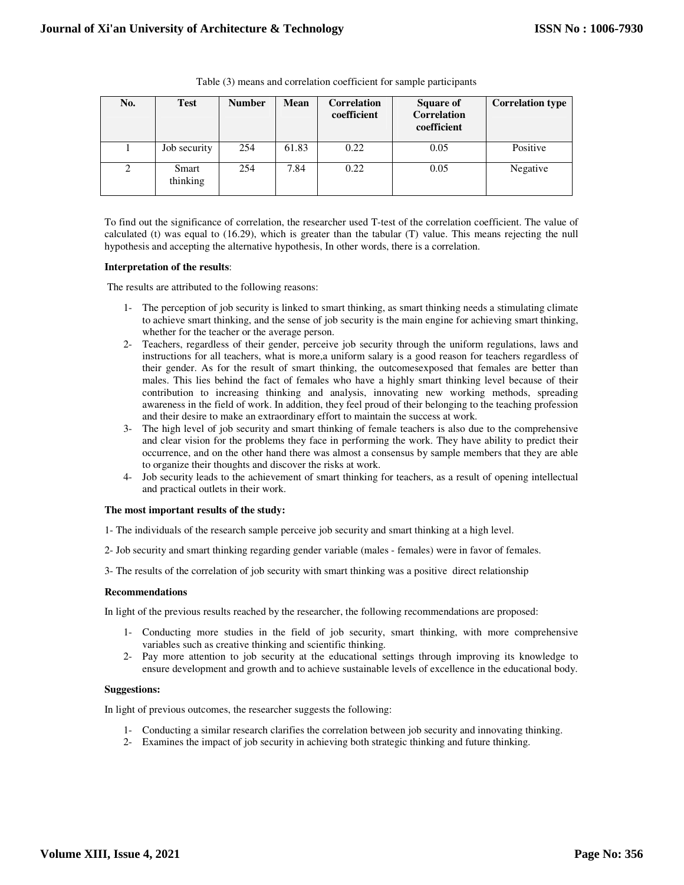Table (3) means and correlation coefficient for sample participants

| No. | Test | Number | Mean | Correlation coefficient | Square of Correlation coefficient | Correlation type |
|---|---|---|---|---|---|---|
| 1 | Job security | 254 | 61.83 | 0.22 | 0.05 | Positive |
| 2 | Smart thinking | 254 | 7.84 | 0.22 | 0.05 | Negative |

To find out the significance of correlation, the researcher used T-test of the correlation coefficient. The value of calculated (t) was equal to (16.29), which is greater than the tabular (T) value. This means rejecting the null hypothesis and accepting the alternative hypothesis, In other words, there is a correlation.

**Interpretation of the results**:

The results are attributed to the following reasons:

1- The perception of job security is linked to smart thinking, as smart thinking needs a stimulating climate to achieve smart thinking, and the sense of job security is the main engine for achieving smart thinking, whether for the teacher or the average person.

2- Teachers, regardless of their gender, perceive job security through the uniform regulations, laws and instructions for all teachers, what is more,a uniform salary is a good reason for teachers regardless of their gender. As for the result of smart thinking, the outcomesexposed that females are better than males. This lies behind the fact of females who have a highly smart thinking level because of their contribution to increasing thinking and analysis, innovating new working methods, spreading awareness in the field of work. In addition, they feel proud of their belonging to the teaching profession and their desire to make an extraordinary effort to maintain the success at work.

3- The high level of job security and smart thinking of female teachers is also due to the comprehensive and clear vision for the problems they face in performing the work. They have ability to predict their occurrence, and on the other hand there was almost a consensus by sample members that they are able to organize their thoughts and discover the risks at work.

4- Job security leads to the achievement of smart thinking for teachers, as a result of opening intellectual and practical outlets in their work.

**The most important results of the study:**

1- The individuals of the research sample perceive job security and smart thinking at a high level.

2- Job security and smart thinking regarding gender variable (males - females) were in favor of females.

3- The results of the correlation of job security with smart thinking was a positive direct relationship

**Recommendations**

In light of the previous results reached by the researcher, the following recommendations are proposed:

1- Conducting more studies in the field of job security, smart thinking, with more comprehensive variables such as creative thinking and scientific thinking.

2- Pay more attention to job security at the educational settings through improving its knowledge to ensure development and growth and to achieve sustainable levels of excellence in the educational body.

**Suggestions:**

In light of previous outcomes, the researcher suggests the following:

1- Conducting a similar research clarifies the correlation between job security and innovating thinking.

2- Examines the impact of job security in achieving both strategic thinking and future thinking.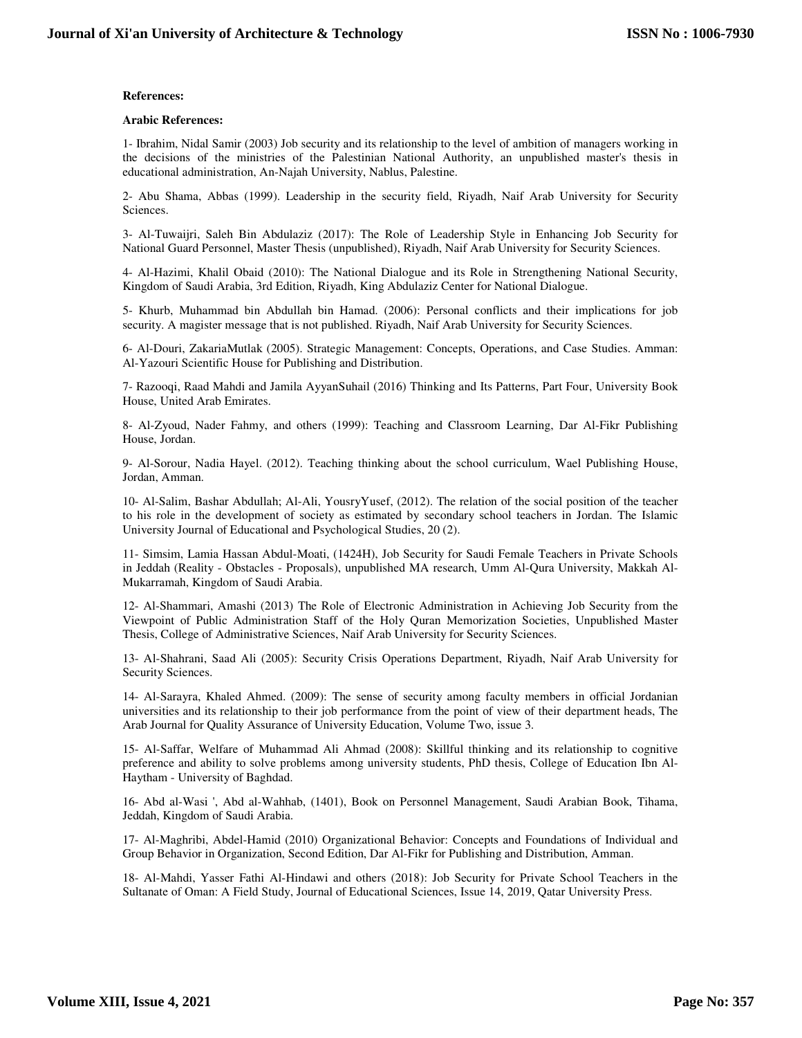**References:**

**Arabic References:**

1- Ibrahim, Nidal Samir (2003) Job security and its relationship to the level of ambition of managers working in the decisions of the ministries of the Palestinian National Authority, an unpublished master's thesis in educational administration, An-Najah University, Nablus, Palestine.

2- Abu Shama, Abbas (1999). Leadership in the security field, Riyadh, Naif Arab University for Security Sciences.

3- Al-Tuwaijri, Saleh Bin Abdulaziz (2017): The Role of Leadership Style in Enhancing Job Security for National Guard Personnel, Master Thesis (unpublished), Riyadh, Naif Arab University for Security Sciences.

4- Al-Hazimi, Khalil Obaid (2010): The National Dialogue and its Role in Strengthening National Security, Kingdom of Saudi Arabia, 3rd Edition, Riyadh, King Abdulaziz Center for National Dialogue.

5- Khurb, Muhammad bin Abdullah bin Hamad. (2006): Personal conflicts and their implications for job security. A magister message that is not published. Riyadh, Naif Arab University for Security Sciences.

6- Al-Douri, ZakariaMutlak (2005). Strategic Management: Concepts, Operations, and Case Studies. Amman: Al-Yazouri Scientific House for Publishing and Distribution.

7- Razooqi, Raad Mahdi and Jamila AyyanSuhail (2016) Thinking and Its Patterns, Part Four, University Book House, United Arab Emirates.

8- Al-Zyoud, Nader Fahmy, and others (1999): Teaching and Classroom Learning, Dar Al-Fikr Publishing House, Jordan.

9- Al-Sorour, Nadia Hayel. (2012). Teaching thinking about the school curriculum, Wael Publishing House, Jordan, Amman.

10- Al-Salim, Bashar Abdullah; Al-Ali, YousryYusef, (2012). The relation of the social position of the teacher to his role in the development of society as estimated by secondary school teachers in Jordan. The Islamic University Journal of Educational and Psychological Studies, 20 (2).

11- Simsim, Lamia Hassan Abdul-Moati, (1424H), Job Security for Saudi Female Teachers in Private Schools in Jeddah (Reality - Obstacles - Proposals), unpublished MA research, Umm Al-Qura University, Makkah Al-Mukarramah, Kingdom of Saudi Arabia.

12- Al-Shammari, Amashi (2013) The Role of Electronic Administration in Achieving Job Security from the Viewpoint of Public Administration Staff of the Holy Quran Memorization Societies, Unpublished Master Thesis, College of Administrative Sciences, Naif Arab University for Security Sciences.

13- Al-Shahrani, Saad Ali (2005): Security Crisis Operations Department, Riyadh, Naif Arab University for Security Sciences.

14- Al-Sarayra, Khaled Ahmed. (2009): The sense of security among faculty members in official Jordanian universities and its relationship to their job performance from the point of view of their department heads, The Arab Journal for Quality Assurance of University Education, Volume Two, issue 3.

15- Al-Saffar, Welfare of Muhammad Ali Ahmad (2008): Skillful thinking and its relationship to cognitive preference and ability to solve problems among university students, PhD thesis, College of Education Ibn Al-Haytham - University of Baghdad.

16- Abd al-Wasi ', Abd al-Wahhab, (1401), Book on Personnel Management, Saudi Arabian Book, Tihama, Jeddah, Kingdom of Saudi Arabia.

17- Al-Maghribi, Abdel-Hamid (2010) Organizational Behavior: Concepts and Foundations of Individual and Group Behavior in Organization, Second Edition, Dar Al-Fikr for Publishing and Distribution, Amman.

18- Al-Mahdi, Yasser Fathi Al-Hindawi and others (2018): Job Security for Private School Teachers in the Sultanate of Oman: A Field Study, Journal of Educational Sciences, Issue 14, 2019, Qatar University Press.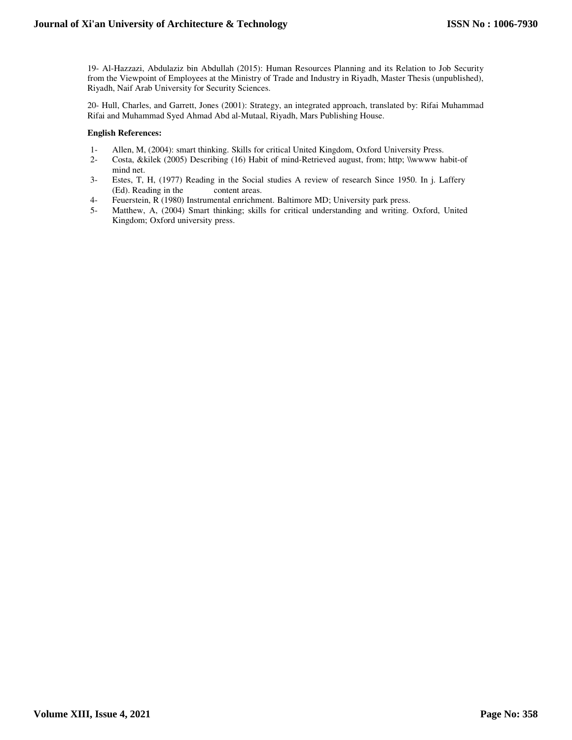19- Al-Hazzazi, Abdulaziz bin Abdullah (2015): Human Resources Planning and its Relation to Job Security from the Viewpoint of Employees at the Ministry of Trade and Industry in Riyadh, Master Thesis (unpublished), Riyadh, Naif Arab University for Security Sciences.

20- Hull, Charles, and Garrett, Jones (2001): Strategy, an integrated approach, translated by: Rifai Muhammad Rifai and Muhammad Syed Ahmad Abd al-Mutaal, Riyadh, Mars Publishing House.

**English References:**

1- Allen, M, (2004): smart thinking. Skills for critical United Kingdom, Oxford University Press.

2- Costa, &kilek (2005) Describing (16) Habit of mind-Retrieved august, from; http; \\wwww habit-of mind net.

3- Estes, T, H, (1977) Reading in the Social studies A review of research Since 1950. In j. Laffery (Ed). Reading in the content areas.

4- Feuerstein, R (1980) Instrumental enrichment. Baltimore MD; University park press.

5- Matthew, A, (2004) Smart thinking; skills for critical understanding and writing. Oxford, United Kingdom; Oxford university press.